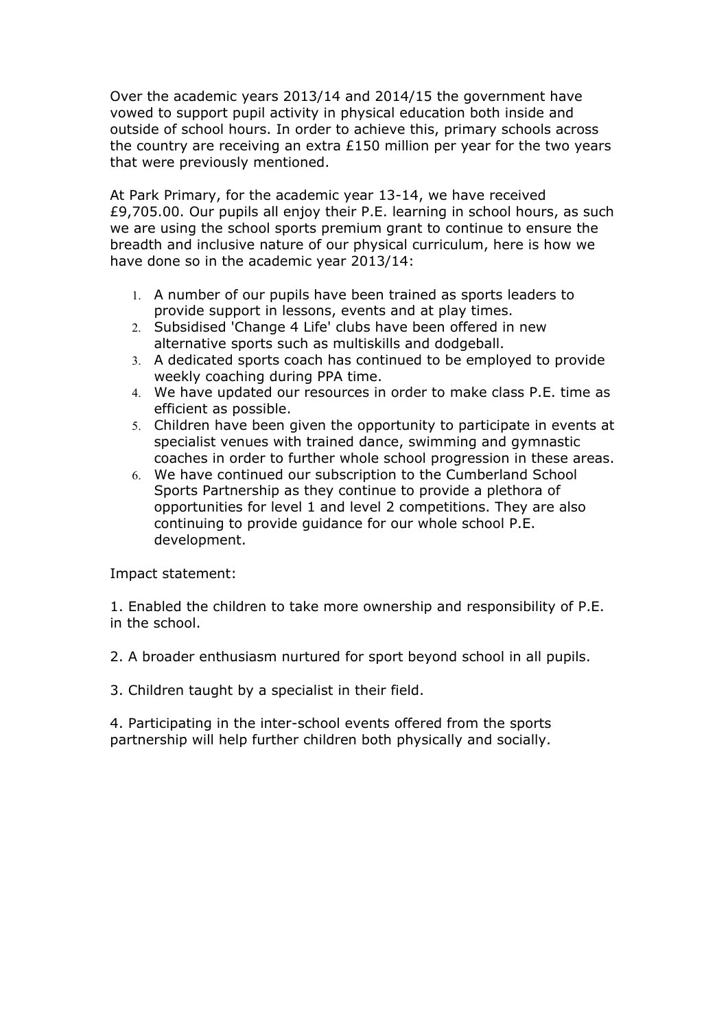Over the academic years 2013/14 and 2014/15 the government have vowed to support pupil activity in physical education both inside and outside of school hours. In order to achieve this, primary schools across the country are receiving an extra £150 million per year for the two years that were previously mentioned.

At Park Primary, for the academic year 13-14, we have received £9,705.00. Our pupils all enjoy their P.E. learning in school hours, as such we are using the school sports premium grant to continue to ensure the breadth and inclusive nature of our physical curriculum, here is how we have done so in the academic year 2013/14:

1. A number of our pupils have been trained as sports leaders to provide support in lessons, events and at play times.
2. Subsidised 'Change 4 Life' clubs have been offered in new alternative sports such as multiskills and dodgeball.
3. A dedicated sports coach has continued to be employed to provide weekly coaching during PPA time.
4. We have updated our resources in order to make class P.E. time as efficient as possible.
5. Children have been given the opportunity to participate in events at specialist venues with trained dance, swimming and gymnastic coaches in order to further whole school progression in these areas.
6. We have continued our subscription to the Cumberland School Sports Partnership as they continue to provide a plethora of opportunities for level 1 and level 2 competitions. They are also continuing to provide guidance for our whole school P.E. development.

Impact statement:

1. Enabled the children to take more ownership and responsibility of P.E. in the school.

2. A broader enthusiasm nurtured for sport beyond school in all pupils.

3. Children taught by a specialist in their field.

4. Participating in the inter-school events offered from the sports partnership will help further children both physically and socially.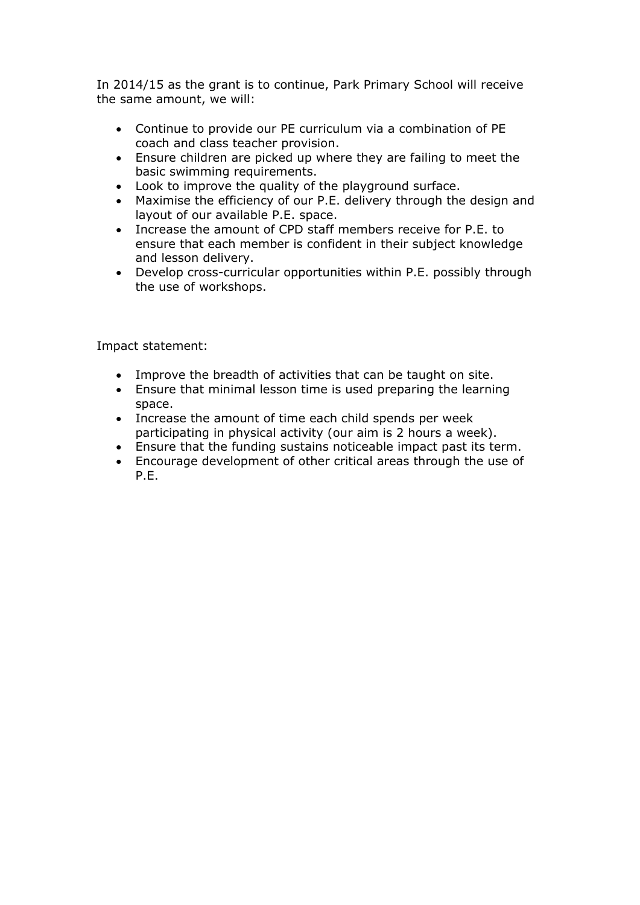In 2014/15 as the grant is to continue, Park Primary School will receive the same amount, we will:

- Continue to provide our PE curriculum via a combination of PE coach and class teacher provision.
- Ensure children are picked up where they are failing to meet the basic swimming requirements.
- Look to improve the quality of the playground surface.
- Maximise the efficiency of our P.E. delivery through the design and layout of our available P.E. space.
- Increase the amount of CPD staff members receive for P.E. to ensure that each member is confident in their subject knowledge and lesson delivery.
- Develop cross-curricular opportunities within P.E. possibly through the use of workshops.

Impact statement:

- Improve the breadth of activities that can be taught on site.
- Ensure that minimal lesson time is used preparing the learning space.
- Increase the amount of time each child spends per week participating in physical activity (our aim is 2 hours a week).
- Ensure that the funding sustains noticeable impact past its term.
- Encourage development of other critical areas through the use of P.E.